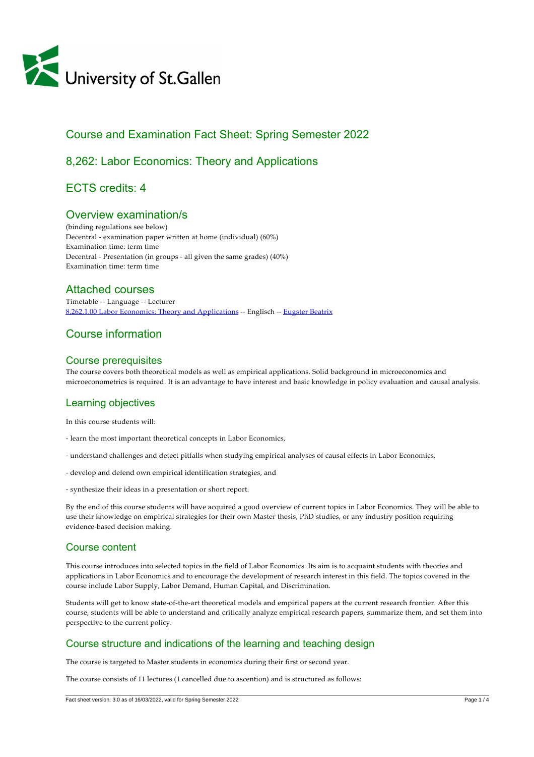# Course and Examination Fact Sheet: Spring Semester 2022

# 8,262: Labor Economics: Theory and Applications

# ECTS credits: 4

## Overview examination/s

(binding regulations see below)
Decentral - examination paper written at home (individual) (60%)
Examination time: term time
Decentral - Presentation (in groups - all given the same grades) (40%)
Examination time: term time

## Attached courses

Timetable -- Language -- Lecturer
8,262,1.00 Labor Economics: Theory and Applications -- Englisch -- Eugster Beatrix

## Course information

### Course prerequisites

The course covers both theoretical models as well as empirical applications. Solid background in microeconomics and microeconometrics is required. It is an advantage to have interest and basic knowledge in policy evaluation and causal analysis.

### Learning objectives

In this course students will:

- learn the most important theoretical concepts in Labor Economics,

- understand challenges and detect pitfalls when studying empirical analyses of causal effects in Labor Economics,

- develop and defend own empirical identification strategies, and

- synthesize their ideas in a presentation or short report.

By the end of this course students will have acquired a good overview of current topics in Labor Economics. They will be able to use their knowledge on empirical strategies for their own Master thesis, PhD studies, or any industry position requiring evidence-based decision making.

### Course content

This course introduces into selected topics in the field of Labor Economics. Its aim is to acquaint students with theories and applications in Labor Economics and to encourage the development of research interest in this field. The topics covered in the course include Labor Supply, Labor Demand, Human Capital, and Discrimination.

Students will get to know state-of-the-art theoretical models and empirical papers at the current research frontier. After this course, students will be able to understand and critically analyze empirical research papers, summarize them, and set them into perspective to the current policy.

### Course structure and indications of the learning and teaching design

The course is targeted to Master students in economics during their first or second year.

The course consists of 11 lectures (1 cancelled due to ascention) and is structured as follows: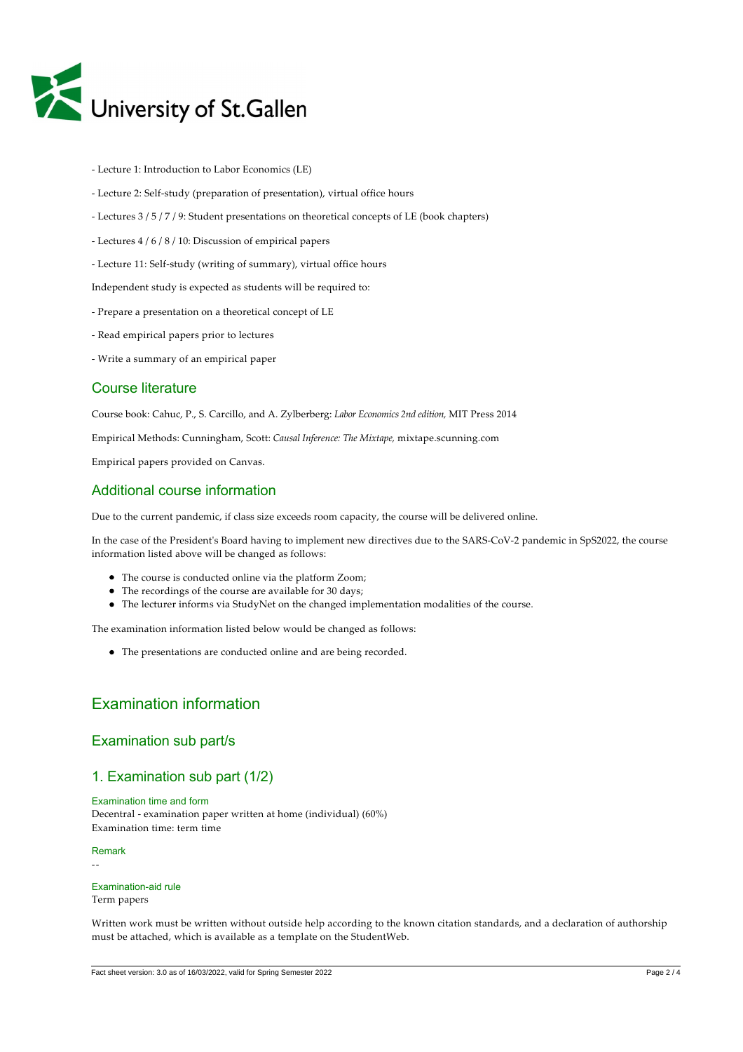- Lecture 1: Introduction to Labor Economics (LE)

- Lecture 2: Self-study (preparation of presentation), virtual office hours

- Lectures 3 / 5 / 7 / 9: Student presentations on theoretical concepts of LE (book chapters)

- Lectures 4 / 6 / 8 / 10: Discussion of empirical papers

- Lecture 11: Self-study (writing of summary), virtual office hours

Independent study is expected as students will be required to:

- Prepare a presentation on a theoretical concept of LE

- Read empirical papers prior to lectures

- Write a summary of an empirical paper

## Course literature

Course book: Cahuc, P., S. Carcillo, and A. Zylberberg: *Labor Economics 2nd edition,* MIT Press 2014

Empirical Methods: Cunningham, Scott: *Causal Inference: The Mixtape,* mixtape.scunning.com

Empirical papers provided on Canvas.

## Additional course information

Due to the current pandemic, if class size exceeds room capacity, the course will be delivered online.

In the case of the President's Board having to implement new directives due to the SARS-CoV-2 pandemic in SpS2022, the course information listed above will be changed as follows:

- The course is conducted online via the platform Zoom;
- The recordings of the course are available for 30 days;
- The lecturer informs via StudyNet on the changed implementation modalities of the course.

The examination information listed below would be changed as follows:

- The presentations are conducted online and are being recorded.

# Examination information

## Examination sub part/s

## 1. Examination sub part (1/2)

### Examination time and form

Decentral - examination paper written at home (individual) (60%)
Examination time: term time

### Remark

--

### Examination-aid rule

Term papers

Written work must be written without outside help according to the known citation standards, and a declaration of authorship must be attached, which is available as a template on the StudentWeb.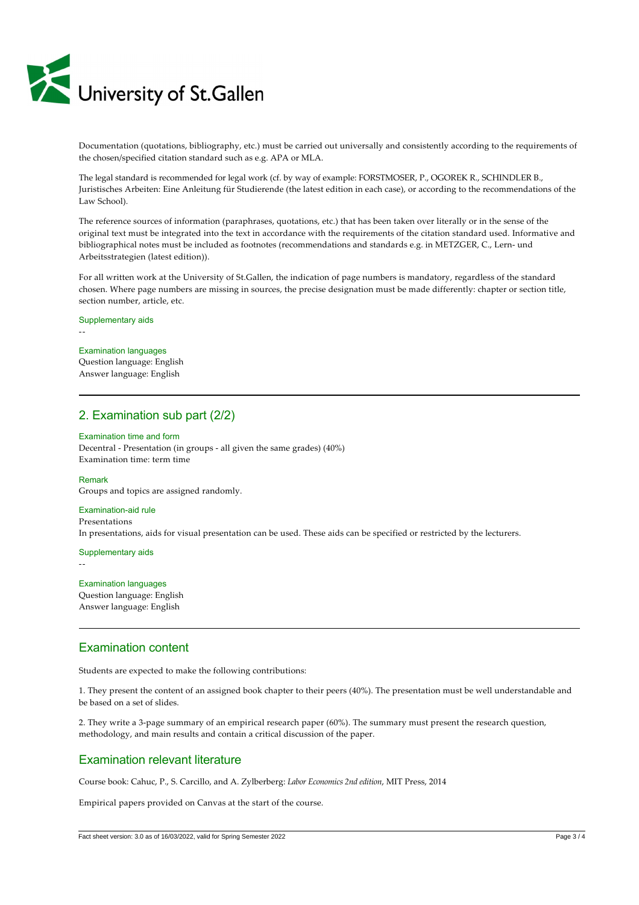Documentation (quotations, bibliography, etc.) must be carried out universally and consistently according to the requirements of the chosen/specified citation standard such as e.g. APA or MLA.

The legal standard is recommended for legal work (cf. by way of example: FORSTMOSER, P., OGOREK R., SCHINDLER B., Juristisches Arbeiten: Eine Anleitung für Studierende (the latest edition in each case), or according to the recommendations of the Law School).

The reference sources of information (paraphrases, quotations, etc.) that has been taken over literally or in the sense of the original text must be integrated into the text in accordance with the requirements of the citation standard used. Informative and bibliographical notes must be included as footnotes (recommendations and standards e.g. in METZGER, C., Lern- und Arbeitsstrategien (latest edition)).

For all written work at the University of St.Gallen, the indication of page numbers is mandatory, regardless of the standard chosen. Where page numbers are missing in sources, the precise designation must be made differently: chapter or section title, section number, article, etc.

#### Supplementary aids

--

#### Examination languages

Question language: English
Answer language: English

## 2. Examination sub part (2/2)

#### Examination time and form

Decentral - Presentation (in groups - all given the same grades) (40%)
Examination time: term time

#### Remark

Groups and topics are assigned randomly.

#### Examination-aid rule

Presentations
In presentations, aids for visual presentation can be used. These aids can be specified or restricted by the lecturers.

#### Supplementary aids

--

#### Examination languages

Question language: English
Answer language: English

## Examination content

Students are expected to make the following contributions:

1. They present the content of an assigned book chapter to their peers (40%). The presentation must be well understandable and be based on a set of slides.

2. They write a 3-page summary of an empirical research paper (60%). The summary must present the research question, methodology, and main results and contain a critical discussion of the paper.

## Examination relevant literature

Course book: Cahuc, P., S. Carcillo, and A. Zylberberg: *Labor Economics 2nd edition*, MIT Press, 2014

Empirical papers provided on Canvas at the start of the course.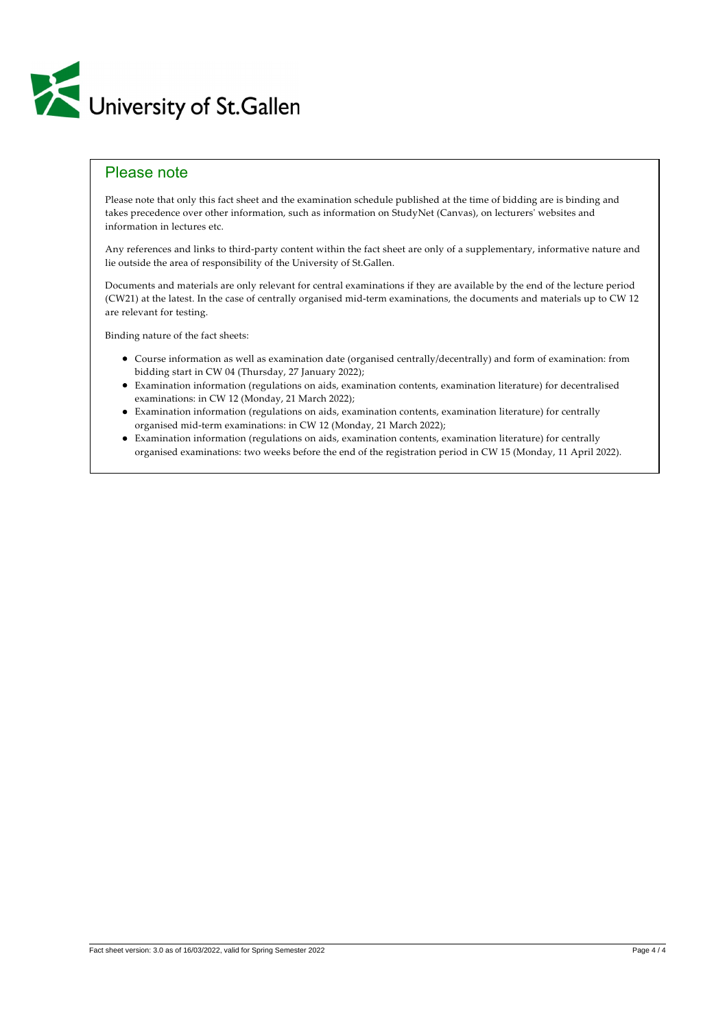## Please note

Please note that only this fact sheet and the examination schedule published at the time of bidding are is binding and takes precedence over other information, such as information on StudyNet (Canvas), on lecturers' websites and information in lectures etc.

Any references and links to third-party content within the fact sheet are only of a supplementary, informative nature and lie outside the area of responsibility of the University of St.Gallen.

Documents and materials are only relevant for central examinations if they are available by the end of the lecture period (CW21) at the latest. In the case of centrally organised mid-term examinations, the documents and materials up to CW 12 are relevant for testing.

Binding nature of the fact sheets:

- Course information as well as examination date (organised centrally/decentrally) and form of examination: from bidding start in CW 04 (Thursday, 27 January 2022);
- Examination information (regulations on aids, examination contents, examination literature) for decentralised examinations: in CW 12 (Monday, 21 March 2022);
- Examination information (regulations on aids, examination contents, examination literature) for centrally organised mid-term examinations: in CW 12 (Monday, 21 March 2022);
- Examination information (regulations on aids, examination contents, examination literature) for centrally organised examinations: two weeks before the end of the registration period in CW 15 (Monday, 11 April 2022).